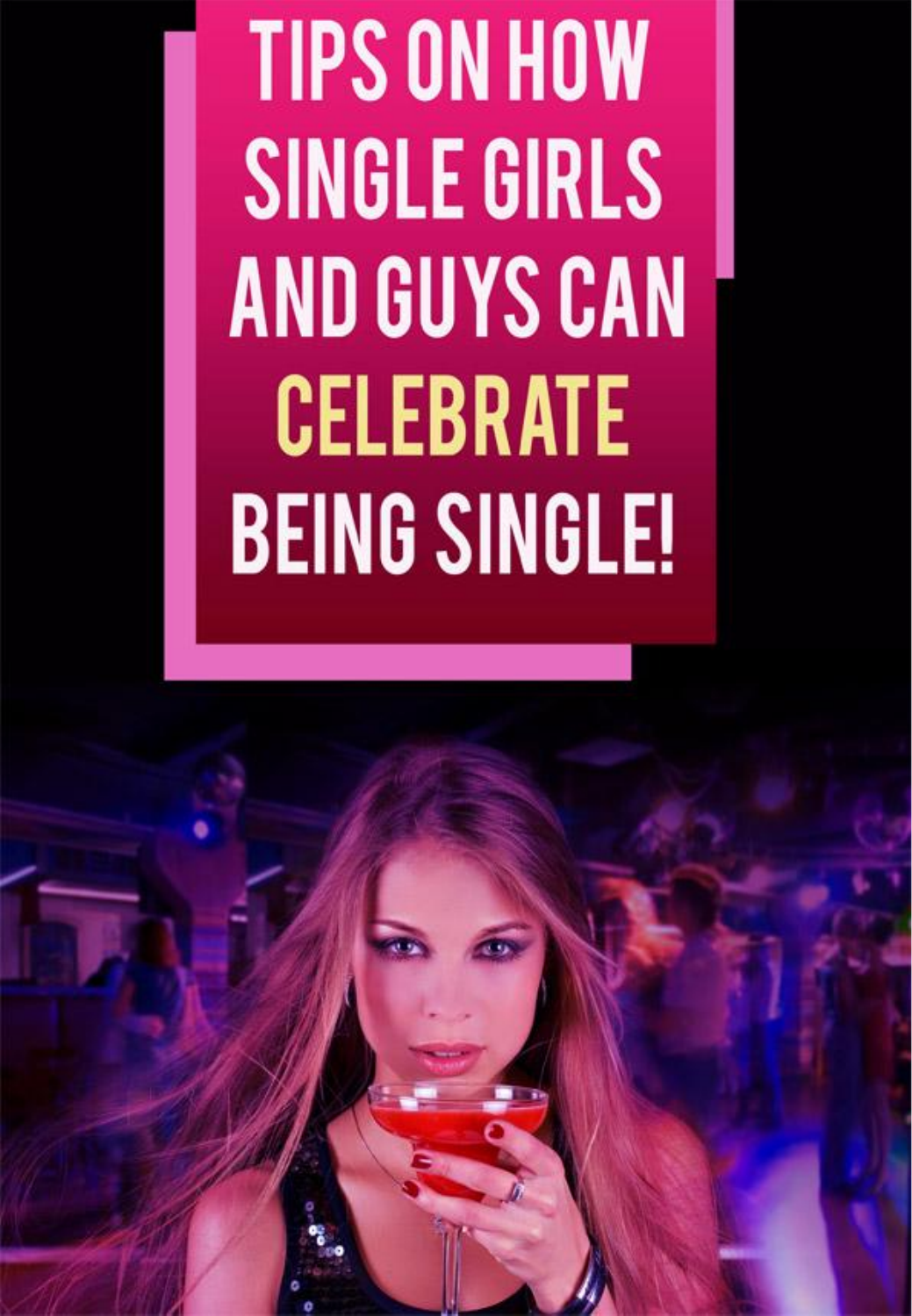# TIPS ON HOW SINGLE GIRLS AND GUYS CAN CELEBRATE BEING SINGLE!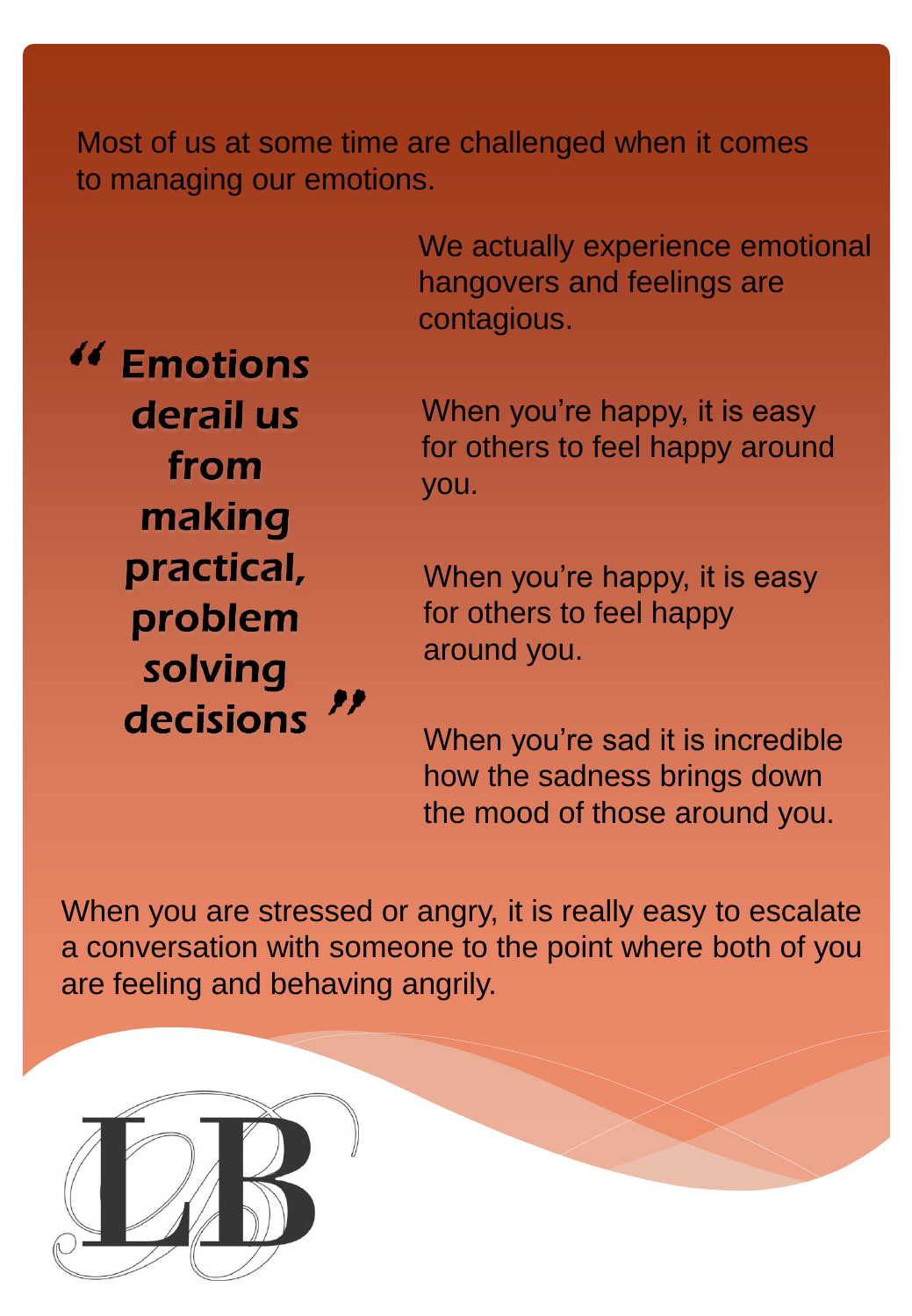Most of us at some time are challenged when it comes to managing our emotions.

We actually experience emotional hangovers and feelings are contagious.

> **“Emotions derail us from making practical, problem solving decisions”**

When you’re happy, it is easy for others to feel happy around you.

When you’re happy, it is easy for others to feel happy around you.

When you’re sad it is incredible how the sadness brings down the mood of those around you.

When you are stressed or angry, it is really easy to escalate a conversation with someone to the point where both of you are feeling and behaving angrily.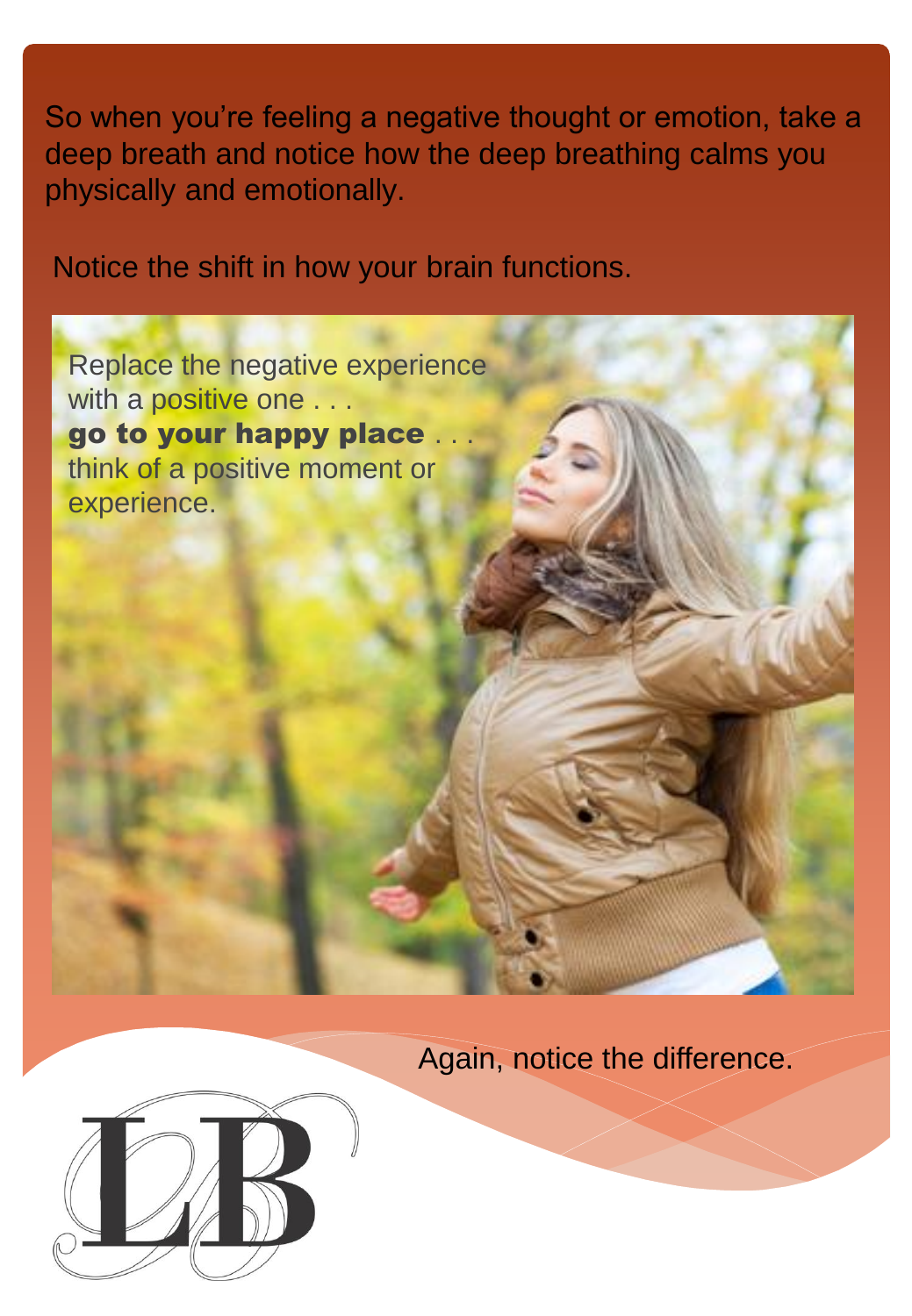So when you're feeling a negative thought or emotion, take a deep breath and notice how the deep breathing calms you physically and emotionally.

Notice the shift in how your brain functions.

Replace the negative experience with a positive one . . . **go to your happy place** . . . think of a positive moment or experience.

Again, notice the difference.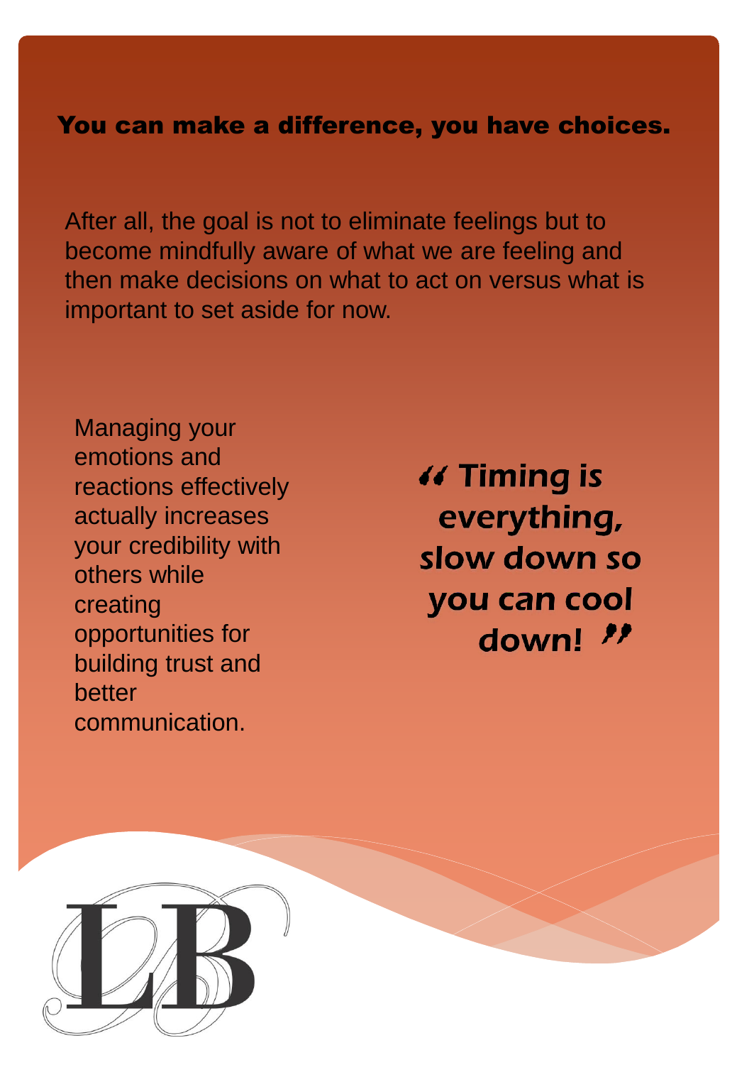## You can make a difference, you have choices.

After all, the goal is not to eliminate feelings but to become mindfully aware of what we are feeling and then make decisions on what to act on versus what is important to set aside for now.

Managing your emotions and reactions effectively actually increases your credibility with others while creating opportunities for building trust and better communication.

> **“ Timing is everything, slow down so you can cool down! ”**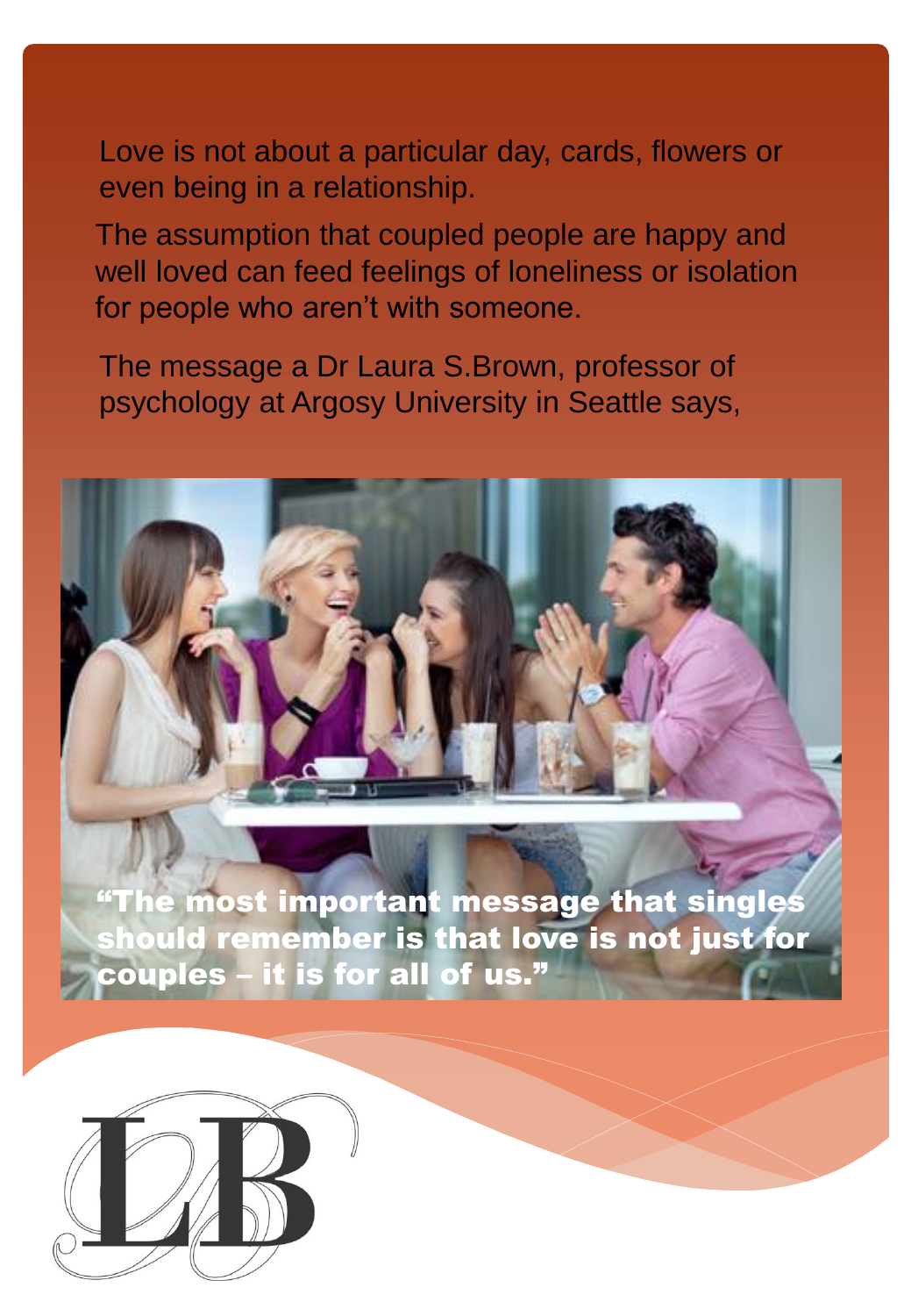Love is not about a particular day, cards, flowers or even being in a relationship.

The assumption that coupled people are happy and well loved can feed feelings of loneliness or isolation for people who aren't with someone.

The message a Dr Laura S.Brown, professor of psychology at Argosy University in Seattle says,

**"The most important message that singles should remember is that love is not just for couples – it is for all of us."**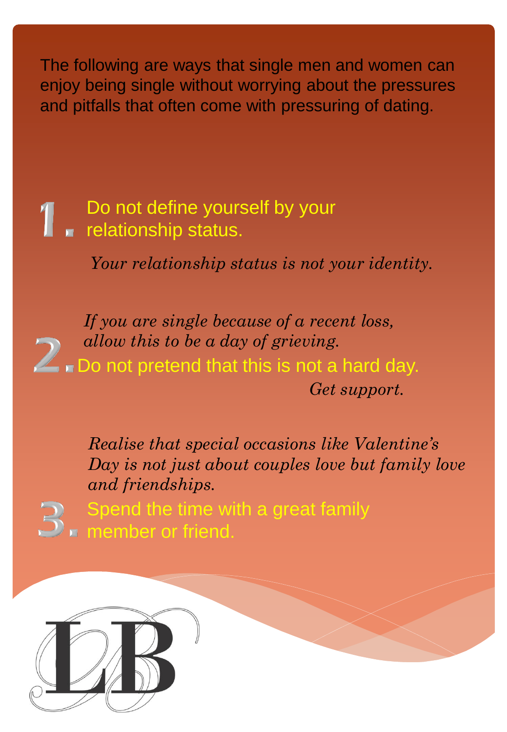The following are ways that single men and women can enjoy being single without worrying about the pressures and pitfalls that often come with pressuring of dating.

1. Do not define yourself by your relationship status.

   *Your relationship status is not your identity.*

2. *If you are single because of a recent loss, allow this to be a day of grieving.*

   Do not pretend that this is not a hard day.

   *Get support.*

3. *Realise that special occasions like Valentine's Day is not just about couples love but family love and friendships.*

   Spend the time with a great family member or friend.

LB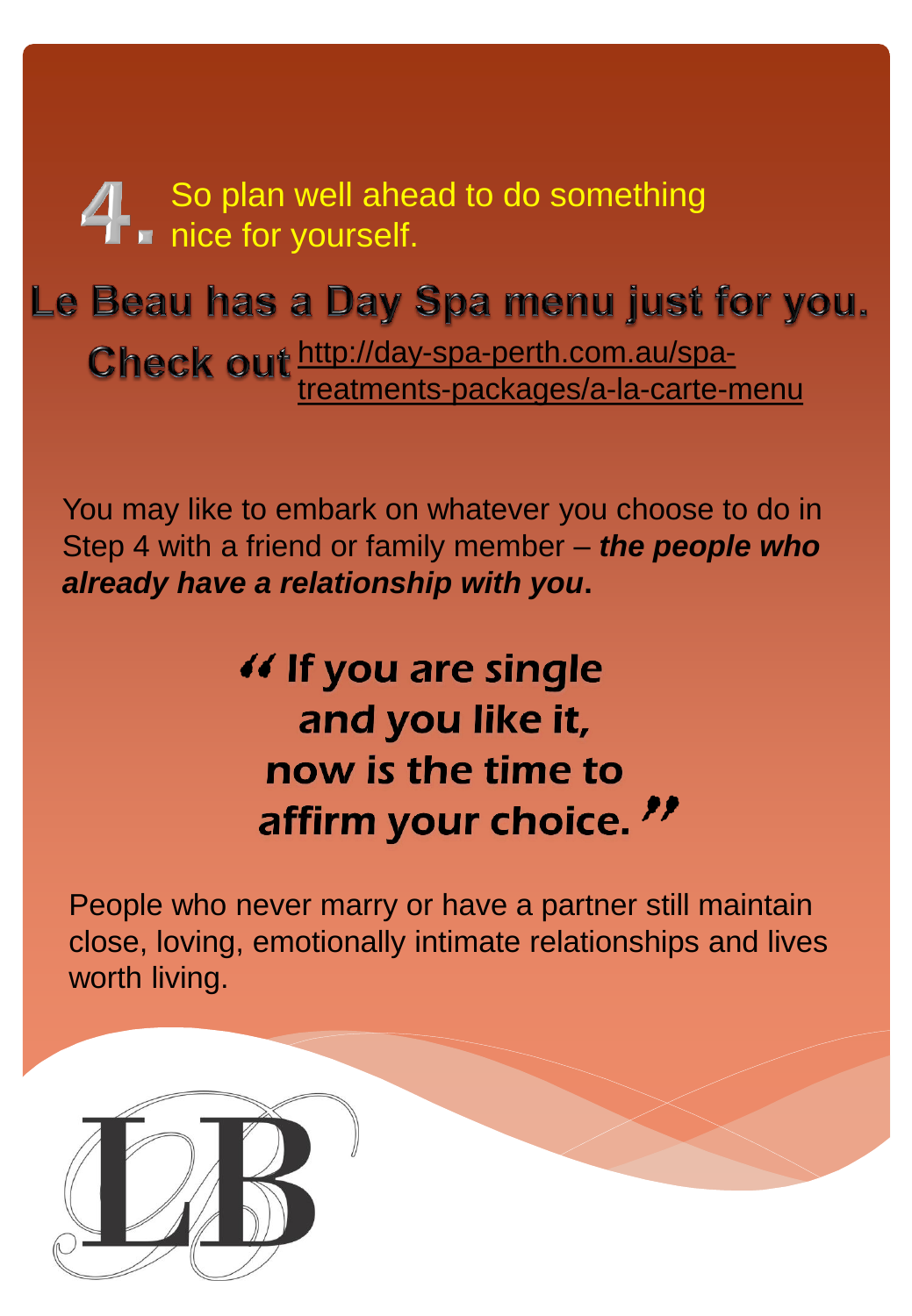4. So plan well ahead to do something nice for yourself.

## Le Beau has a Day Spa menu just for you.

**Check out** http://day-spa-perth.com.au/spa-treatments-packages/a-la-carte-menu

You may like to embark on whatever you choose to do in Step 4 with a friend or family member – ***the people who already have a relationship with you*.**

> **"If you are single and you like it, now is the time to affirm your choice."**

People who never marry or have a partner still maintain close, loving, emotionally intimate relationships and lives worth living.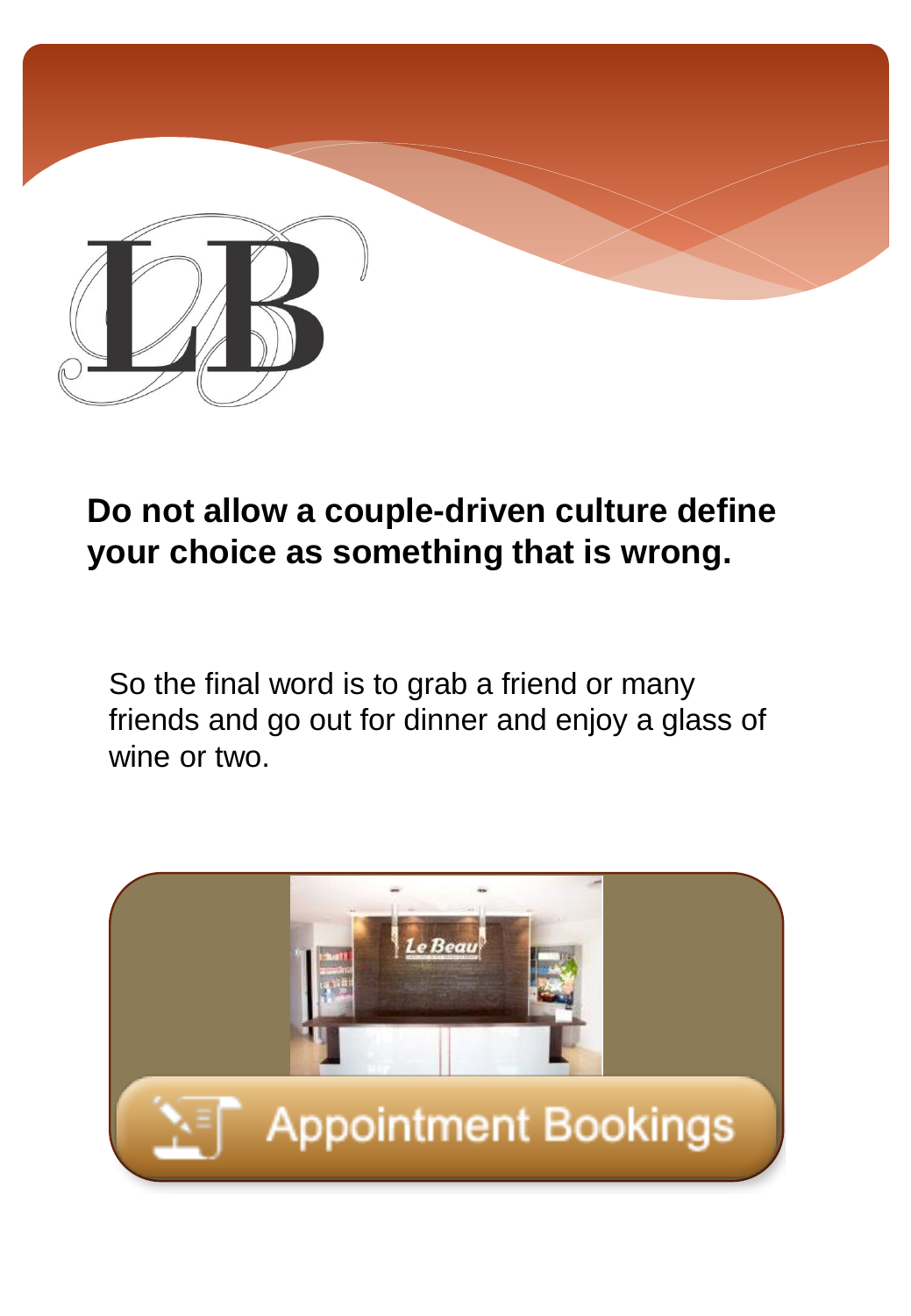**Do not allow a couple-driven culture define your choice as something that is wrong.**

So the final word is to grab a friend or many friends and go out for dinner and enjoy a glass of wine or two.

Appointment Bookings